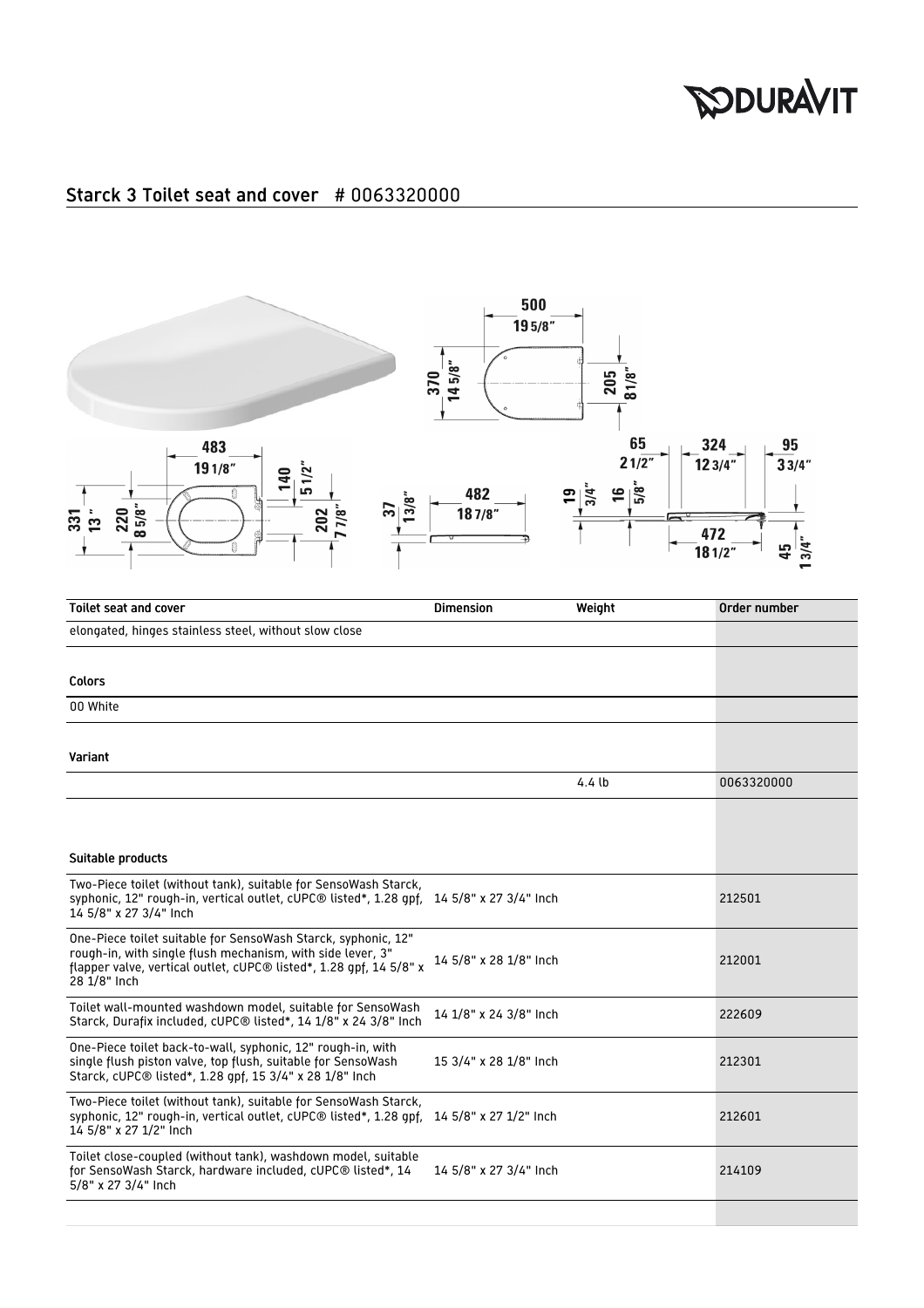## Starck 3 Toilet seat and cover # 0063320000

| Toilet seat and cover | Dimension | Weight | Order number |
|---|---|---|---|
| elongated, hinges stainless steel, without slow close | | | |
| **Colors** | | | |
| 00 White | | | |
| **Variant** | | | |
| | | 4.4 lb | 0063320000 |
| **Suitable products** | | | |
| Two-Piece toilet (without tank), suitable for SensoWash Starck, syphonic, 12" rough-in, vertical outlet, cUPC® listed*, 1.28 gpf, 14 5/8" x 27 3/4" Inch | 14 5/8" x 27 3/4" Inch | | 212501 |
| One-Piece toilet suitable for SensoWash Starck, syphonic, 12" rough-in, with single flush mechanism, with side lever, 3" flapper valve, vertical outlet, cUPC® listed*, 1.28 gpf, 14 5/8" x 28 1/8" Inch | 14 5/8" x 28 1/8" Inch | | 212001 |
| Toilet wall-mounted washdown model, suitable for SensoWash Starck, Durafix included, cUPC® listed*, 14 1/8" x 24 3/8" Inch | 14 1/8" x 24 3/8" Inch | | 222609 |
| One-Piece toilet back-to-wall, syphonic, 12" rough-in, with single flush piston valve, top flush, suitable for SensoWash Starck, cUPC® listed*, 1.28 gpf, 15 3/4" x 28 1/8" Inch | 15 3/4" x 28 1/8" Inch | | 212301 |
| Two-Piece toilet (without tank), suitable for SensoWash Starck, syphonic, 12" rough-in, vertical outlet, cUPC® listed*, 1.28 gpf, 14 5/8" x 27 1/2" Inch | 14 5/8" x 27 1/2" Inch | | 212601 |
| Toilet close-coupled (without tank), washdown model, suitable for SensoWash Starck, hardware included, cUPC® listed*, 14 5/8" x 27 3/4" Inch | 14 5/8" x 27 3/4" Inch | | 214109 |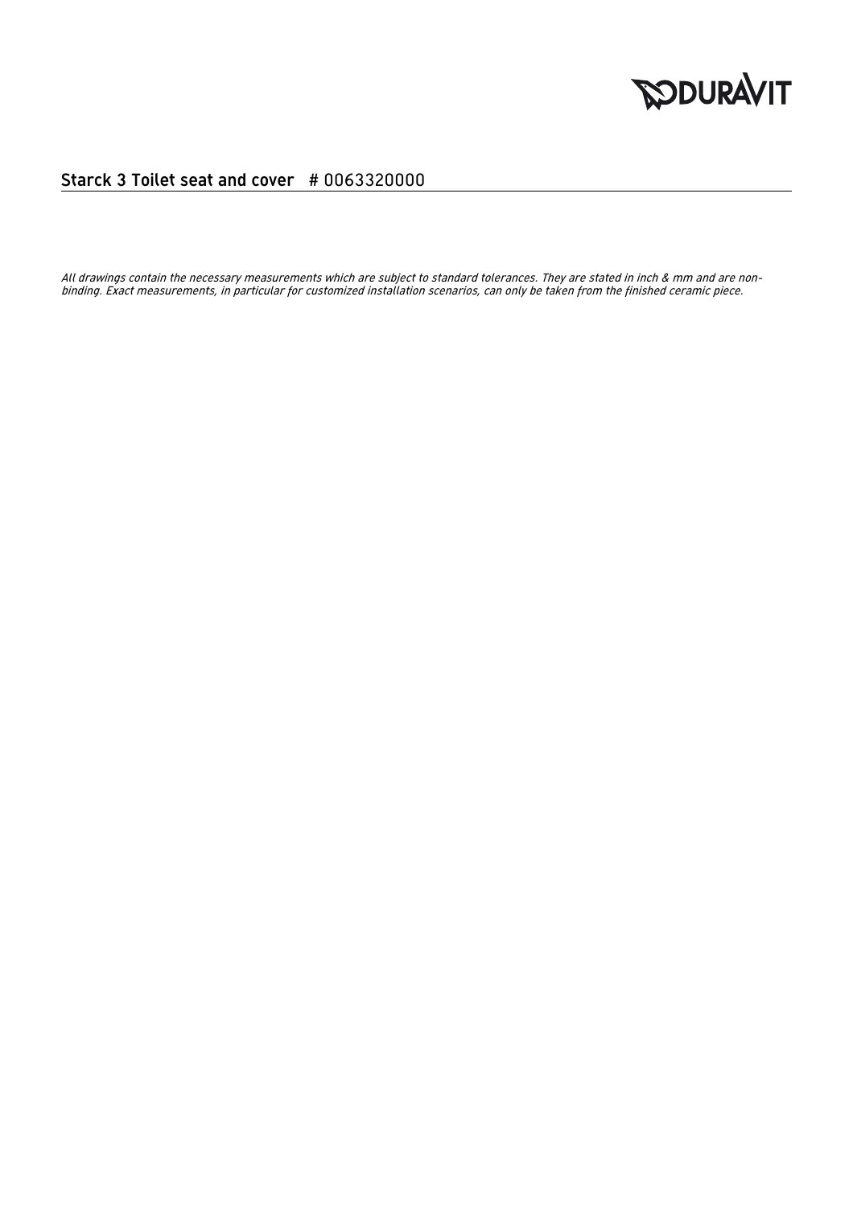## Starck 3 Toilet seat and cover # 0063320000

*All drawings contain the necessary measurements which are subject to standard tolerances. They are stated in inch & mm and are non-binding. Exact measurements, in particular for customized installation scenarios, can only be taken from the finished ceramic piece.*